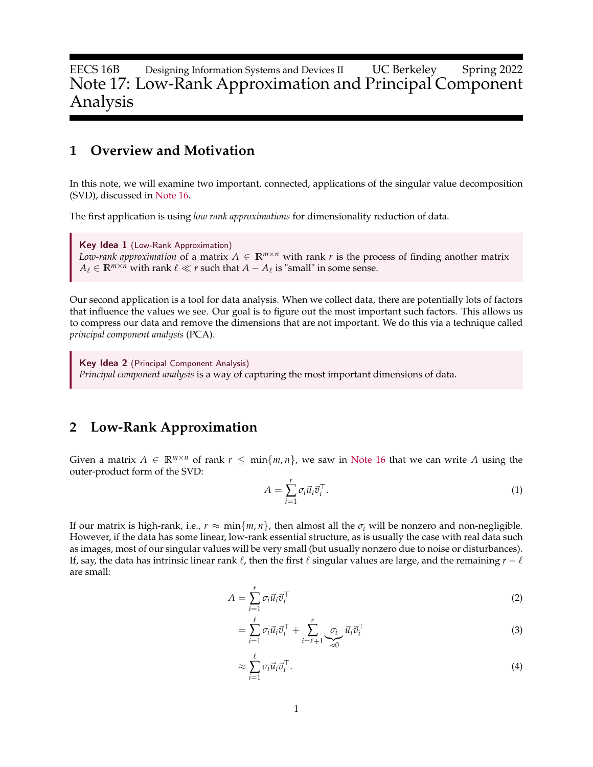EECS 16B Designing Information Systems and Devices II UC Berkeley Spring 2022

# Note 17: Low-Rank Approximation and Principal Component Analysis

## 1 Overview and Motivation

In this note, we will examine two important, connected, applications of the singular value decomposition (SVD), discussed in Note 16.

The first application is using *low rank approximations* for dimensionality reduction of data.

> **Key Idea 1** (Low-Rank Approximation)
> *Low-rank approximation* of a matrix $A \in \mathbb{R}^{m \times n}$ with rank $r$ is the process of finding another matrix $A_\ell \in \mathbb{R}^{m \times n}$ with rank $\ell \ll r$ such that $A - A_\ell$ is "small" in some sense.

Our second application is a tool for data analysis. When we collect data, there are potentially lots of factors that influence the values we see. Our goal is to figure out the most important such factors. This allows us to compress our data and remove the dimensions that are not important. We do this via a technique called *principal component analysis* (PCA).

> **Key Idea 2** (Principal Component Analysis)
> *Principal component analysis* is a way of capturing the most important dimensions of data.

## 2 Low-Rank Approximation

Given a matrix $A \in \mathbb{R}^{m \times n}$ of rank $r \leq \min\{m, n\}$, we saw in Note 16 that we can write $A$ using the outer-product form of the SVD:

$$A = \sum_{i=1}^{r} \sigma_i \vec{u}_i \vec{v}_i^\top. \tag{1}$$

If our matrix is high-rank, i.e., $r \approx \min\{m, n\}$, then almost all the $\sigma_i$ will be nonzero and non-negligible. However, if the data has some linear, low-rank essential structure, as is usually the case with real data such as images, most of our singular values will be very small (but usually nonzero due to noise or disturbances). If, say, the data has intrinsic linear rank $\ell$, then the first $\ell$ singular values are large, and the remaining $r - \ell$ are small:

$$A = \sum_{i=1}^{r} \sigma_i \vec{u}_i \vec{v}_i^\top \tag{2}$$

$$= \sum_{i=1}^{\ell} \sigma_i \vec{u}_i \vec{v}_i^\top + \sum_{i=\ell+1}^{r} \underbrace{\sigma_i}_{\approx 0} \vec{u}_i \vec{v}_i^\top \tag{3}$$

$$\approx \sum_{i=1}^{\ell} \sigma_i \vec{u}_i \vec{v}_i^\top. \tag{4}$$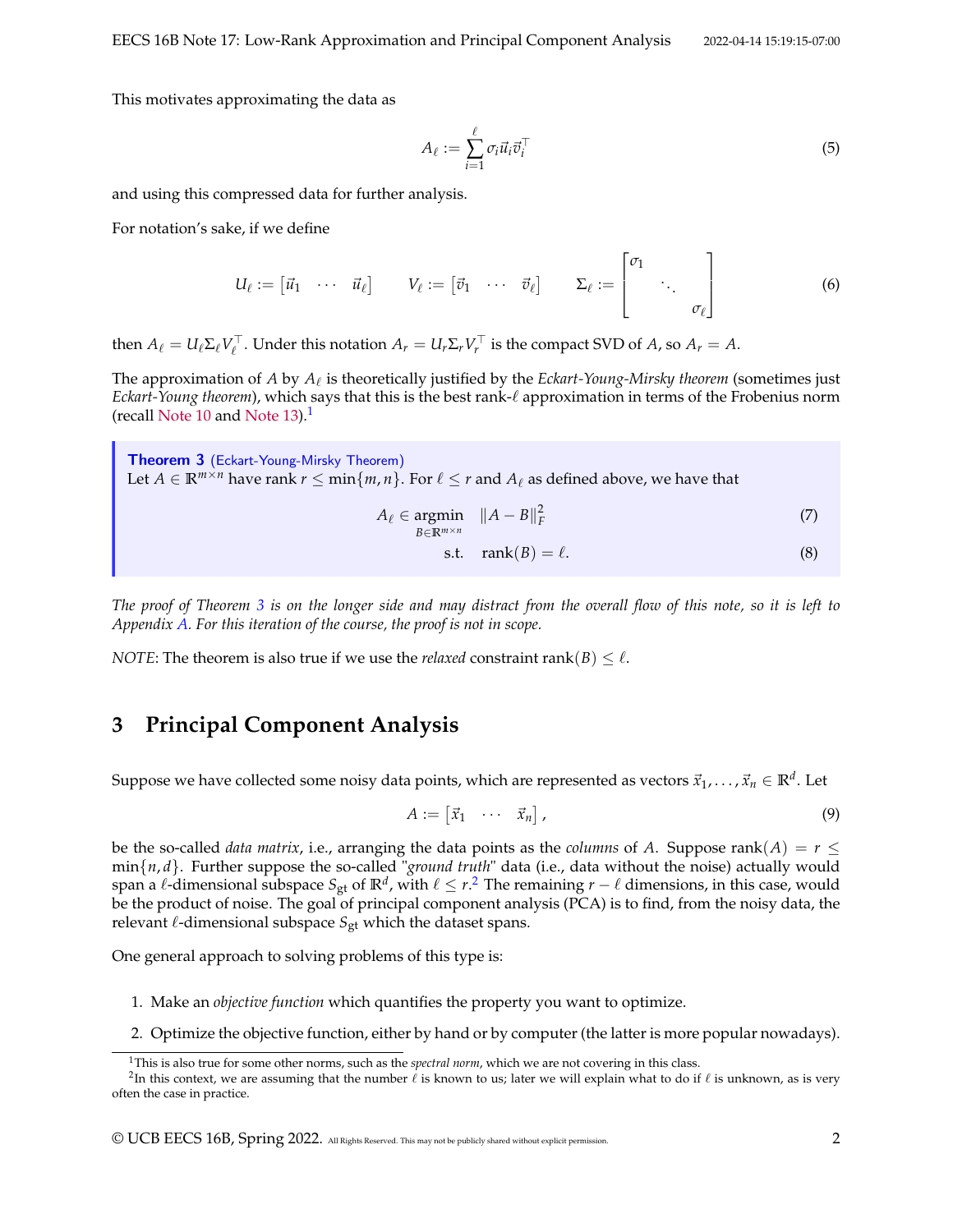This motivates approximating the data as

$$A_\ell := \sum_{i=1}^{\ell} \sigma_i \vec{u}_i \vec{v}_i^\top \tag{5}$$

and using this compressed data for further analysis.

For notation's sake, if we define

$$U_\ell := \begin{bmatrix} \vec{u}_1 & \cdots & \vec{u}_\ell \end{bmatrix} \qquad V_\ell := \begin{bmatrix} \vec{v}_1 & \cdots & \vec{v}_\ell \end{bmatrix} \qquad \Sigma_\ell := \begin{bmatrix} \sigma_1 & & \\ & \ddots & \\ & & \sigma_\ell \end{bmatrix} \tag{6}$$

then $A_\ell = U_\ell \Sigma_\ell V_\ell^\top$. Under this notation $A_r = U_r \Sigma_r V_r^\top$ is the compact SVD of $A$, so $A_r = A$.

The approximation of $A$ by $A_\ell$ is theoretically justified by the *Eckart-Young-Mirsky theorem* (sometimes just *Eckart-Young theorem*), which says that this is the best rank-$\ell$ approximation in terms of the Frobenius norm (recall Note 10 and Note 13).[1]

> **Theorem 3** (Eckart-Young-Mirsky Theorem)
> Let $A \in \mathbb{R}^{m \times n}$ have rank $r \leq \min\{m, n\}$. For $\ell \leq r$ and $A_\ell$ as defined above, we have that
>
> $$A_\ell \in \underset{B \in \mathbb{R}^{m \times n}}{\operatorname{argmin}} \quad \|A - B\|_F^2 \tag{7}$$
> $$\text{s.t.} \quad \operatorname{rank}(B) = \ell. \tag{8}$$

*The proof of Theorem 3 is on the longer side and may distract from the overall flow of this note, so it is left to Appendix A. For this iteration of the course, the proof is not in scope.*

*NOTE*: The theorem is also true if we use the *relaxed* constraint $\operatorname{rank}(B) \leq \ell$.

## 3 Principal Component Analysis

Suppose we have collected some noisy data points, which are represented as vectors $\vec{x}_1, \ldots, \vec{x}_n \in \mathbb{R}^d$. Let

$$A := \begin{bmatrix} \vec{x}_1 & \cdots & \vec{x}_n \end{bmatrix}, \tag{9}$$

be the so-called *data matrix*, i.e., arranging the data points as the *columns* of $A$. Suppose $\operatorname{rank}(A) = r \leq \min\{n, d\}$. Further suppose the so-called "*ground truth*" data (i.e., data without the noise) actually would span a $\ell$-dimensional subspace $S_{\text{gt}}$ of $\mathbb{R}^d$, with $\ell \leq r$.[2] The remaining $r - \ell$ dimensions, in this case, would be the product of noise. The goal of principal component analysis (PCA) is to find, from the noisy data, the relevant $\ell$-dimensional subspace $S_{\text{gt}}$ which the dataset spans.

One general approach to solving problems of this type is:

1. Make an *objective function* which quantifies the property you want to optimize.
2. Optimize the objective function, either by hand or by computer (the latter is more popular nowadays).

[1] This is also true for some other norms, such as the *spectral norm*, which we are not covering in this class.

[2] In this context, we are assuming that the number $\ell$ is known to us; later we will explain what to do if $\ell$ is unknown, as is very often the case in practice.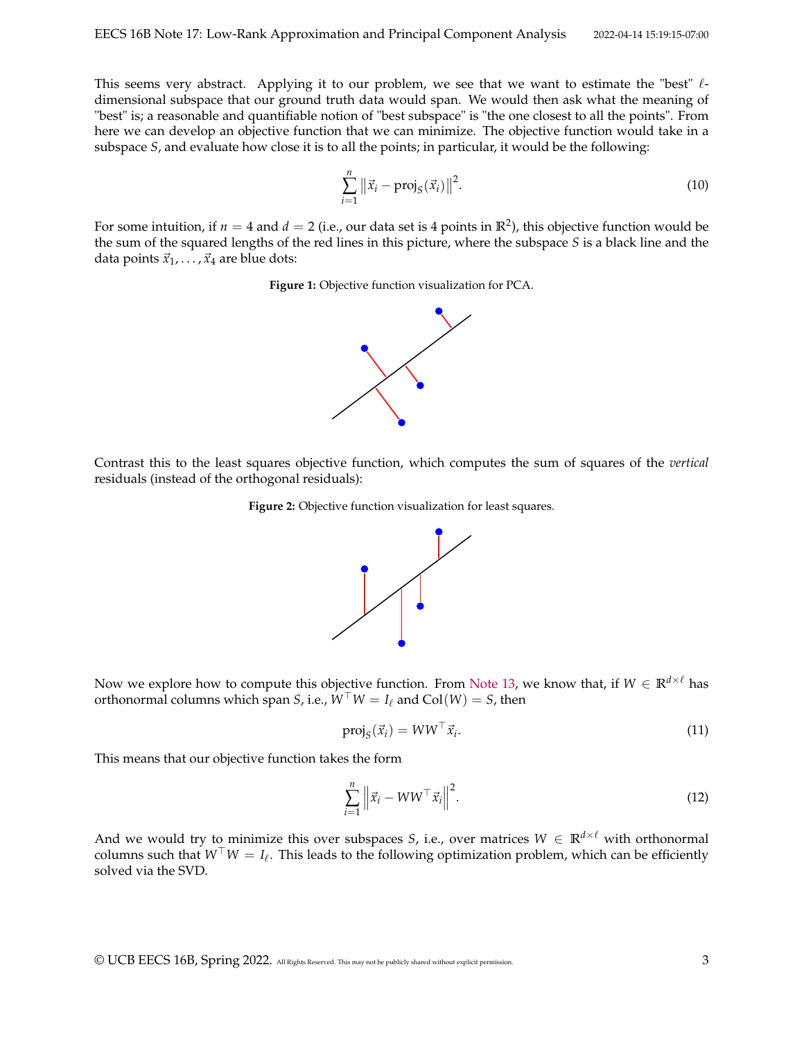This seems very abstract. Applying it to our problem, we see that we want to estimate the "best" $\ell$-dimensional subspace that our ground truth data would span. We would then ask what the meaning of "best" is; a reasonable and quantifiable notion of "best subspace" is "the one closest to all the points". From here we can develop an objective function that we can minimize. The objective function would take in a subspace $S$, and evaluate how close it is to all the points; in particular, it would be the following:

$$\sum_{i=1}^{n} \left\|\vec{x}_i - \text{proj}_S(\vec{x}_i)\right\|^2. \tag{10}$$

For some intuition, if $n = 4$ and $d = 2$ (i.e., our data set is 4 points in $\mathbb{R}^2$), this objective function would be the sum of the squared lengths of the red lines in this picture, where the subspace $S$ is a black line and the data points $\vec{x}_1, \ldots, \vec{x}_4$ are blue dots:

**Figure 1:** Objective function visualization for PCA.

Contrast this to the least squares objective function, which computes the sum of squares of the *vertical* residuals (instead of the orthogonal residuals):

**Figure 2:** Objective function visualization for least squares.

Now we explore how to compute this objective function. From Note 13, we know that, if $W \in \mathbb{R}^{d \times \ell}$ has orthonormal columns which span $S$, i.e., $W^\top W = I_\ell$ and $\text{Col}(W) = S$, then

$$\text{proj}_S(\vec{x}_i) = WW^\top \vec{x}_i. \tag{11}$$

This means that our objective function takes the form

$$\sum_{i=1}^{n} \left\|\vec{x}_i - WW^\top \vec{x}_i\right\|^2. \tag{12}$$

And we would try to minimize this over subspaces $S$, i.e., over matrices $W \in \mathbb{R}^{d \times \ell}$ with orthonormal columns such that $W^\top W = I_\ell$. This leads to the following optimization problem, which can be efficiently solved via the SVD.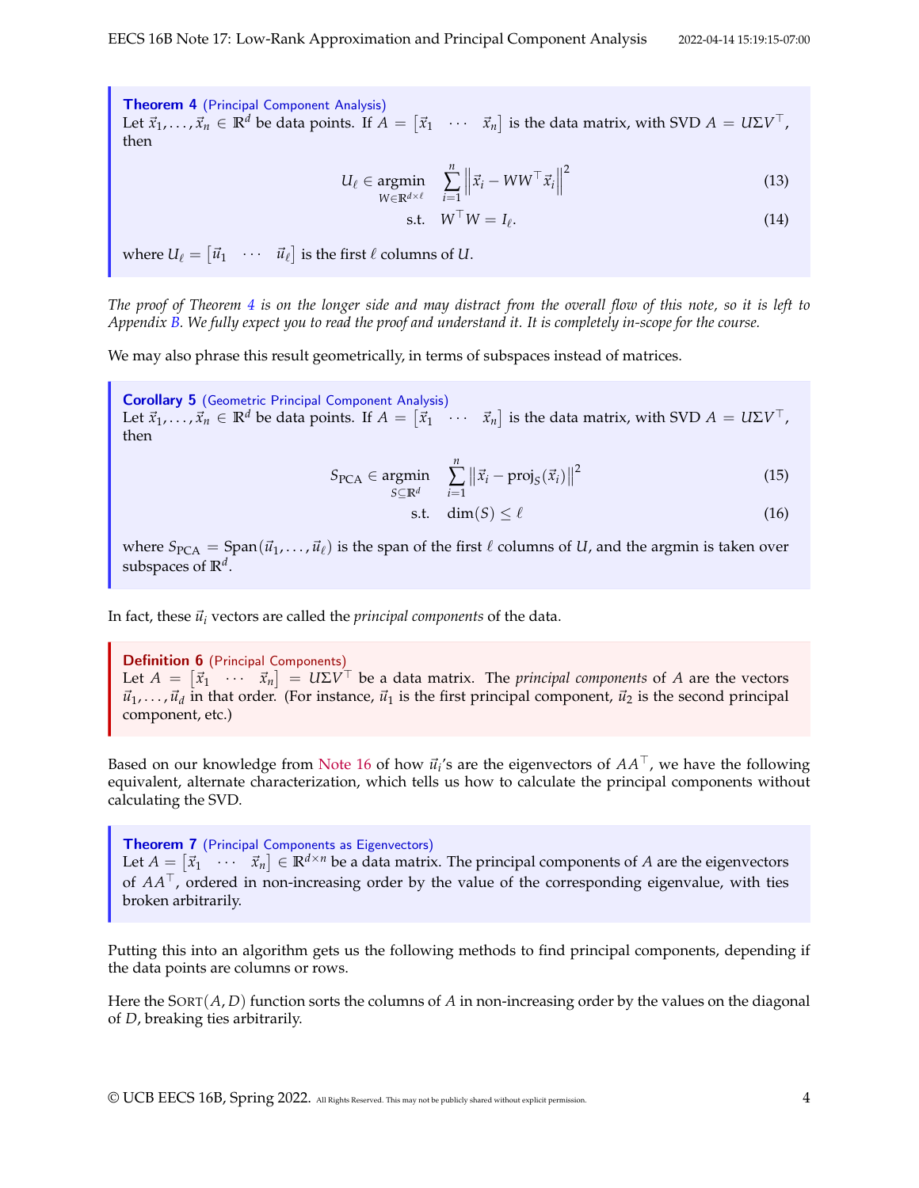**Theorem 4** (Principal Component Analysis)
Let $\vec{x}_1, \dots, \vec{x}_n \in \mathbb{R}^d$ be data points. If $A = \begin{bmatrix} \vec{x}_1 & \cdots & \vec{x}_n \end{bmatrix}$ is the data matrix, with SVD $A = U\Sigma V^\top$, then

$$U_\ell \in \underset{W \in \mathbb{R}^{d \times \ell}}{\operatorname{argmin}} \quad \sum_{i=1}^{n} \left\| \vec{x}_i - WW^\top \vec{x}_i \right\|^2 \tag{13}$$

$$\text{s.t.} \quad W^\top W = I_\ell. \tag{14}$$

where $U_\ell = \begin{bmatrix} \vec{u}_1 & \cdots & \vec{u}_\ell \end{bmatrix}$ is the first $\ell$ columns of $U$.

*The proof of Theorem 4 is on the longer side and may distract from the overall flow of this note, so it is left to Appendix B. We fully expect you to read the proof and understand it. It is completely in-scope for the course.*

We may also phrase this result geometrically, in terms of subspaces instead of matrices.

**Corollary 5** (Geometric Principal Component Analysis)
Let $\vec{x}_1, \dots, \vec{x}_n \in \mathbb{R}^d$ be data points. If $A = \begin{bmatrix} \vec{x}_1 & \cdots & \vec{x}_n \end{bmatrix}$ is the data matrix, with SVD $A = U\Sigma V^\top$, then

$$S_{\text{PCA}} \in \underset{S \subseteq \mathbb{R}^d}{\operatorname{argmin}} \quad \sum_{i=1}^{n} \left\| \vec{x}_i - \operatorname{proj}_S(\vec{x}_i) \right\|^2 \tag{15}$$

$$\text{s.t.} \quad \dim(S) \leq \ell \tag{16}$$

where $S_{\text{PCA}} = \operatorname{Span}(\vec{u}_1, \dots, \vec{u}_\ell)$ is the span of the first $\ell$ columns of $U$, and the argmin is taken over subspaces of $\mathbb{R}^d$.

In fact, these $\vec{u}_i$ vectors are called the *principal components* of the data.

**Definition 6** (Principal Components)
Let $A = \begin{bmatrix} \vec{x}_1 & \cdots & \vec{x}_n \end{bmatrix} = U\Sigma V^\top$ be a data matrix. The *principal components* of $A$ are the vectors $\vec{u}_1, \dots, \vec{u}_d$ in that order. (For instance, $\vec{u}_1$ is the first principal component, $\vec{u}_2$ is the second principal component, etc.)

Based on our knowledge from Note 16 of how $\vec{u}_i$'s are the eigenvectors of $AA^\top$, we have the following equivalent, alternate characterization, which tells us how to calculate the principal components without calculating the SVD.

**Theorem 7** (Principal Components as Eigenvectors)
Let $A = \begin{bmatrix} \vec{x}_1 & \cdots & \vec{x}_n \end{bmatrix} \in \mathbb{R}^{d \times n}$ be a data matrix. The principal components of $A$ are the eigenvectors of $AA^\top$, ordered in non-increasing order by the value of the corresponding eigenvalue, with ties broken arbitrarily.

Putting this into an algorithm gets us the following methods to find principal components, depending if the data points are columns or rows.

Here the $\textsc{Sort}(A, D)$ function sorts the columns of $A$ in non-increasing order by the values on the diagonal of $D$, breaking ties arbitrarily.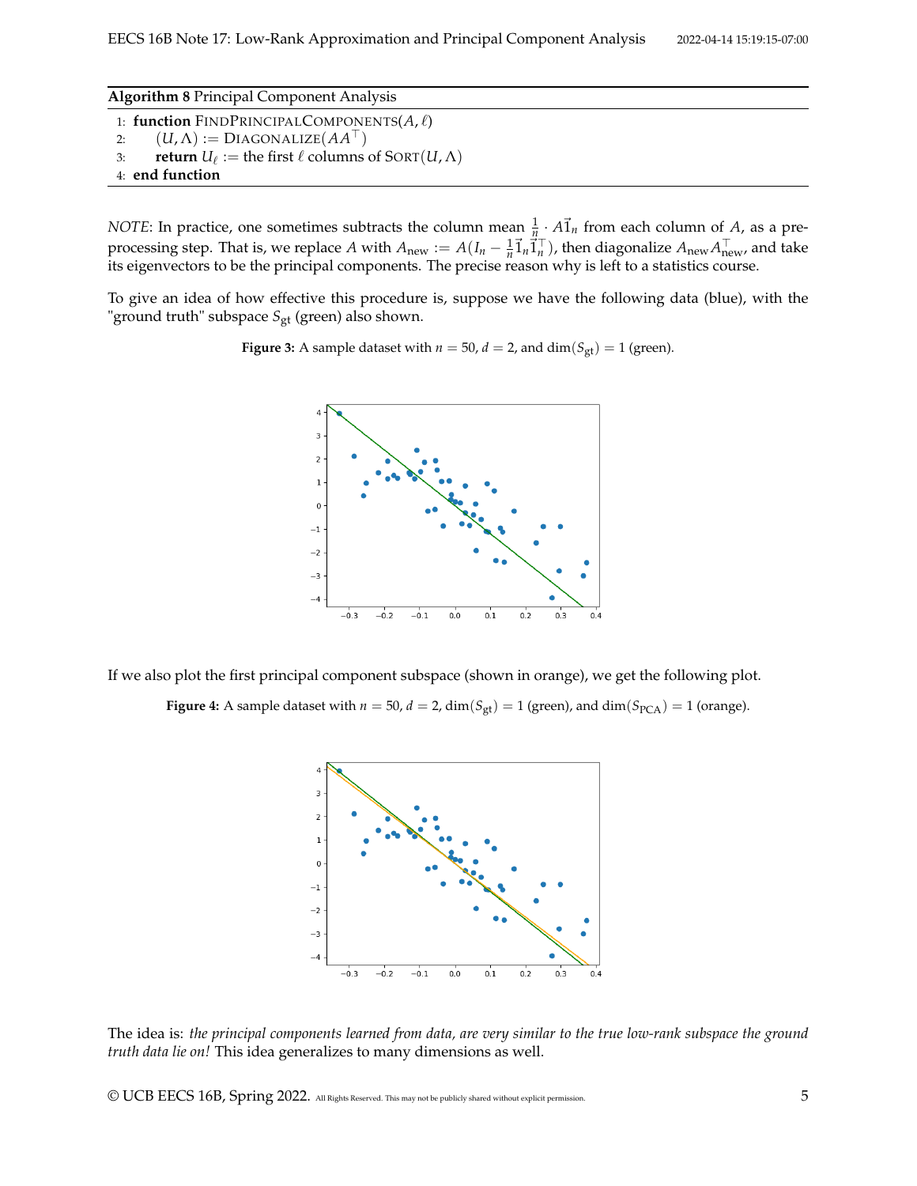**Algorithm 8** Principal Component Analysis

```
1: function FINDPRINCIPALCOMPONENTS(A, ℓ)
2:     (U, Λ) := DIAGONALIZE(AA^⊤)
3:     return U_ℓ := the first ℓ columns of SORT(U, Λ)
4: end function
```

*NOTE*: In practice, one sometimes subtracts the column mean $\frac{1}{n} \cdot A\vec{1}_n$ from each column of $A$, as a preprocessing step. That is, we replace $A$ with $A_{\text{new}} := A(I_n - \frac{1}{n}\vec{1}_n\vec{1}_n^\top)$, then diagonalize $A_{\text{new}}A_{\text{new}}^\top$, and take its eigenvectors to be the principal components. The precise reason why is left to a statistics course.

To give an idea of how effective this procedure is, suppose we have the following data (blue), with the "ground truth" subspace $S_{\text{gt}}$ (green) also shown.

**Figure 3:** A sample dataset with $n = 50$, $d = 2$, and $\dim(S_{\text{gt}}) = 1$ (green).

If we also plot the first principal component subspace (shown in orange), we get the following plot.

**Figure 4:** A sample dataset with $n = 50$, $d = 2$, $\dim(S_{\text{gt}}) = 1$ (green), and $\dim(S_{\text{PCA}}) = 1$ (orange).

The idea is: *the principal components learned from data, are very similar to the true low-rank subspace the ground truth data lie on!* This idea generalizes to many dimensions as well.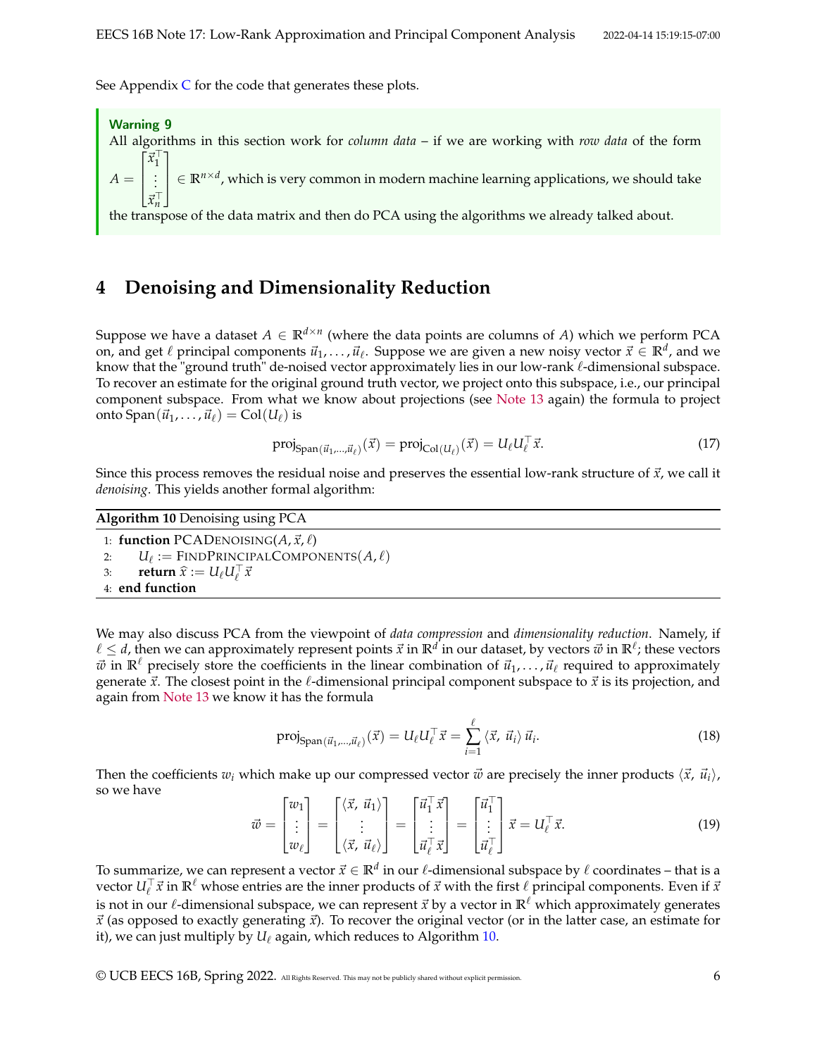See Appendix C for the code that generates these plots.

> **Warning 9**
> All algorithms in this section work for *column data* – if we are working with *row data* of the form $A = \begin{bmatrix} \vec{x}_1^\top \\ \vdots \\ \vec{x}_n^\top \end{bmatrix} \in \mathbb{R}^{n \times d}$, which is very common in modern machine learning applications, we should take the transpose of the data matrix and then do PCA using the algorithms we already talked about.

# 4 Denoising and Dimensionality Reduction

Suppose we have a dataset $A \in \mathbb{R}^{d \times n}$ (where the data points are columns of $A$) which we perform PCA on, and get $\ell$ principal components $\vec{u}_1, \ldots, \vec{u}_\ell$. Suppose we are given a new noisy vector $\vec{x} \in \mathbb{R}^d$, and we know that the "ground truth" de-noised vector approximately lies in our low-rank $\ell$-dimensional subspace. To recover an estimate for the original ground truth vector, we project onto this subspace, i.e., our principal component subspace. From what we know about projections (see Note 13 again) the formula to project onto $\text{Span}(\vec{u}_1, \ldots, \vec{u}_\ell) = \text{Col}(U_\ell)$ is

$$\text{proj}_{\text{Span}(\vec{u}_1,\ldots,\vec{u}_\ell)}(\vec{x}) = \text{proj}_{\text{Col}(U_\ell)}(\vec{x}) = U_\ell U_\ell^\top \vec{x}. \tag{17}$$

Since this process removes the residual noise and preserves the essential low-rank structure of $\vec{x}$, we call it *denoising*. This yields another formal algorithm:

**Algorithm 10** Denoising using PCA

```
1: function PCADenoising(A, x⃗, ℓ)
2:     U_ℓ := FindPrincipalComponents(A, ℓ)
3:     return x̂ := U_ℓ U_ℓ^⊤ x⃗
4: end function
```

We may also discuss PCA from the viewpoint of *data compression* and *dimensionality reduction*. Namely, if $\ell \leq d$, then we can approximately represent points $\vec{x}$ in $\mathbb{R}^d$ in our dataset, by vectors $\vec{w}$ in $\mathbb{R}^\ell$; these vectors $\vec{w}$ in $\mathbb{R}^\ell$ precisely store the coefficients in the linear combination of $\vec{u}_1, \ldots, \vec{u}_\ell$ required to approximately generate $\vec{x}$. The closest point in the $\ell$-dimensional principal component subspace to $\vec{x}$ is its projection, and again from Note 13 we know it has the formula

$$\text{proj}_{\text{Span}(\vec{u}_1,\ldots,\vec{u}_\ell)}(\vec{x}) = U_\ell U_\ell^\top \vec{x} = \sum_{i=1}^{\ell} \langle \vec{x}, \vec{u}_i \rangle \vec{u}_i. \tag{18}$$

Then the coefficients $w_i$ which make up our compressed vector $\vec{w}$ are precisely the inner products $\langle \vec{x}, \vec{u}_i \rangle$, so we have

$$\vec{w} = \begin{bmatrix} w_1 \\ \vdots \\ w_\ell \end{bmatrix} = \begin{bmatrix} \langle \vec{x}, \vec{u}_1 \rangle \\ \vdots \\ \langle \vec{x}, \vec{u}_\ell \rangle \end{bmatrix} = \begin{bmatrix} \vec{u}_1^\top \vec{x} \\ \vdots \\ \vec{u}_\ell^\top \vec{x} \end{bmatrix} = \begin{bmatrix} \vec{u}_1^\top \\ \vdots \\ \vec{u}_\ell^\top \end{bmatrix} \vec{x} = U_\ell^\top \vec{x}. \tag{19}$$

To summarize, we can represent a vector $\vec{x} \in \mathbb{R}^d$ in our $\ell$-dimensional subspace by $\ell$ coordinates – that is a vector $U_\ell^\top \vec{x}$ in $\mathbb{R}^\ell$ whose entries are the inner products of $\vec{x}$ with the first $\ell$ principal components. Even if $\vec{x}$ is not in our $\ell$-dimensional subspace, we can represent $\vec{x}$ by a vector in $\mathbb{R}^\ell$ which approximately generates $\vec{x}$ (as opposed to exactly generating $\vec{x}$). To recover the original vector (or in the latter case, an estimate for it), we can just multiply by $U_\ell$ again, which reduces to Algorithm 10.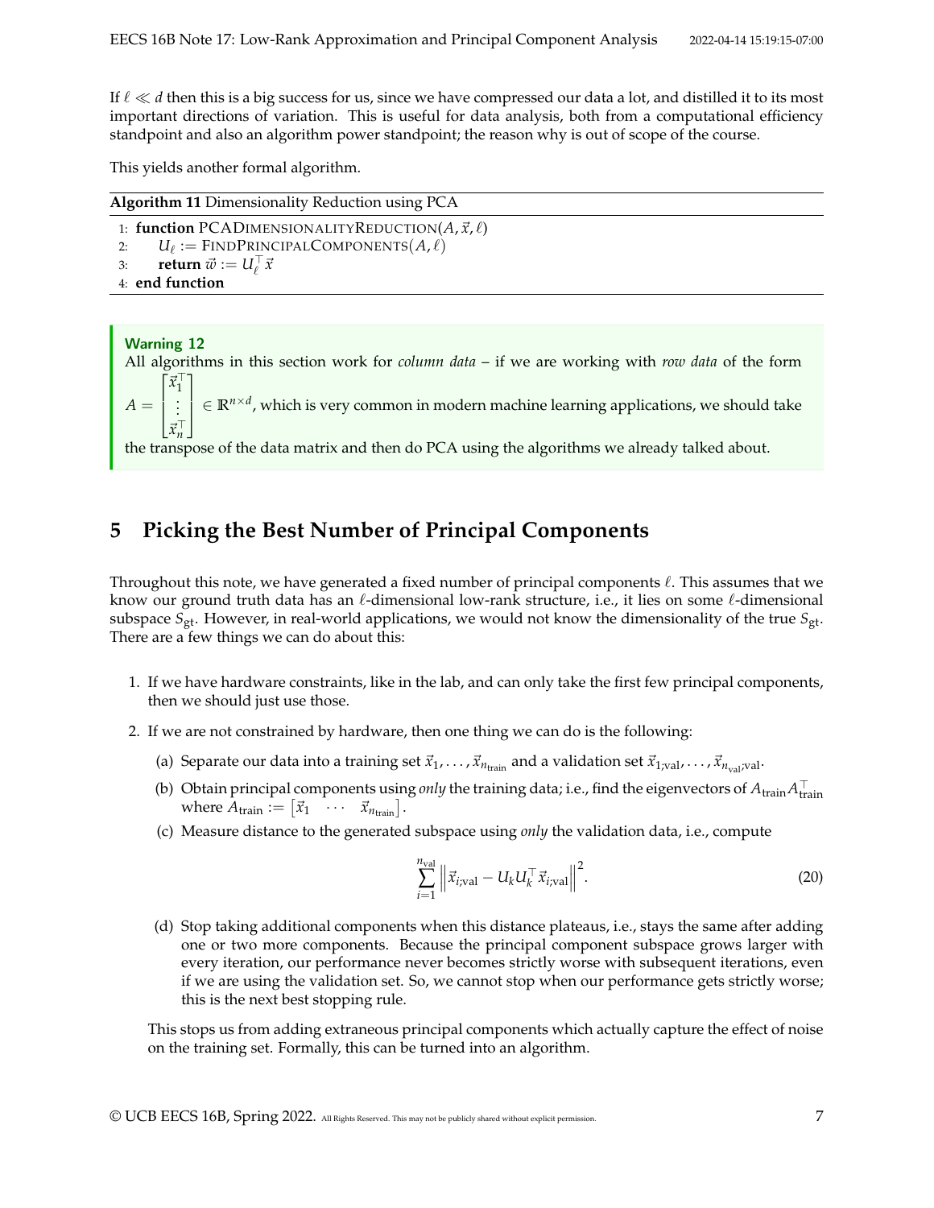If $\ell \ll d$ then this is a big success for us, since we have compressed our data a lot, and distilled it to its most important directions of variation. This is useful for data analysis, both from a computational efficiency standpoint and also an algorithm power standpoint; the reason why is out of scope of the course.

This yields another formal algorithm.

**Algorithm 11** Dimensionality Reduction using PCA

```
1: function PCADimensionalityReduction(A, x⃗, ℓ)
2:     U_ℓ := FindPrincipalComponents(A, ℓ)
3:     return w⃗ := U_ℓ^⊤ x⃗
4: end function
```

> **Warning 12**
> All algorithms in this section work for *column data* – if we are working with *row data* of the form $A = \begin{bmatrix} \vec{x}_1^\top \\ \vdots \\ \vec{x}_n^\top \end{bmatrix} \in \mathbb{R}^{n \times d}$, which is very common in modern machine learning applications, we should take the transpose of the data matrix and then do PCA using the algorithms we already talked about.

## 5 Picking the Best Number of Principal Components

Throughout this note, we have generated a fixed number of principal components $\ell$. This assumes that we know our ground truth data has an $\ell$-dimensional low-rank structure, i.e., it lies on some $\ell$-dimensional subspace $S_{\text{gt}}$. However, in real-world applications, we would not know the dimensionality of the true $S_{\text{gt}}$. There are a few things we can do about this:

1. If we have hardware constraints, like in the lab, and can only take the first few principal components, then we should just use those.
2. If we are not constrained by hardware, then one thing we can do is the following:
   (a) Separate our data into a training set $\vec{x}_1, \ldots, \vec{x}_{n_{\text{train}}}$ and a validation set $\vec{x}_{1;\text{val}}, \ldots, \vec{x}_{n_{\text{val}};\text{val}}$.
   (b) Obtain principal components using *only* the training data; i.e., find the eigenvectors of $A_{\text{train}} A_{\text{train}}^\top$ where $A_{\text{train}} := \begin{bmatrix} \vec{x}_1 & \cdots & \vec{x}_{n_{\text{train}}} \end{bmatrix}$.
   (c) Measure distance to the generated subspace using *only* the validation data, i.e., compute

$$\sum_{i=1}^{n_{\text{val}}} \left\| \vec{x}_{i;\text{val}} - U_k U_k^\top \vec{x}_{i;\text{val}} \right\|^2. \tag{20}$$

   (d) Stop taking additional components when this distance plateaus, i.e., stays the same after adding one or two more components. Because the principal component subspace grows larger with every iteration, our performance never becomes strictly worse with subsequent iterations, even if we are using the validation set. So, we cannot stop when our performance gets strictly worse; this is the next best stopping rule.

   This stops us from adding extraneous principal components which actually capture the effect of noise on the training set. Formally, this can be turned into an algorithm.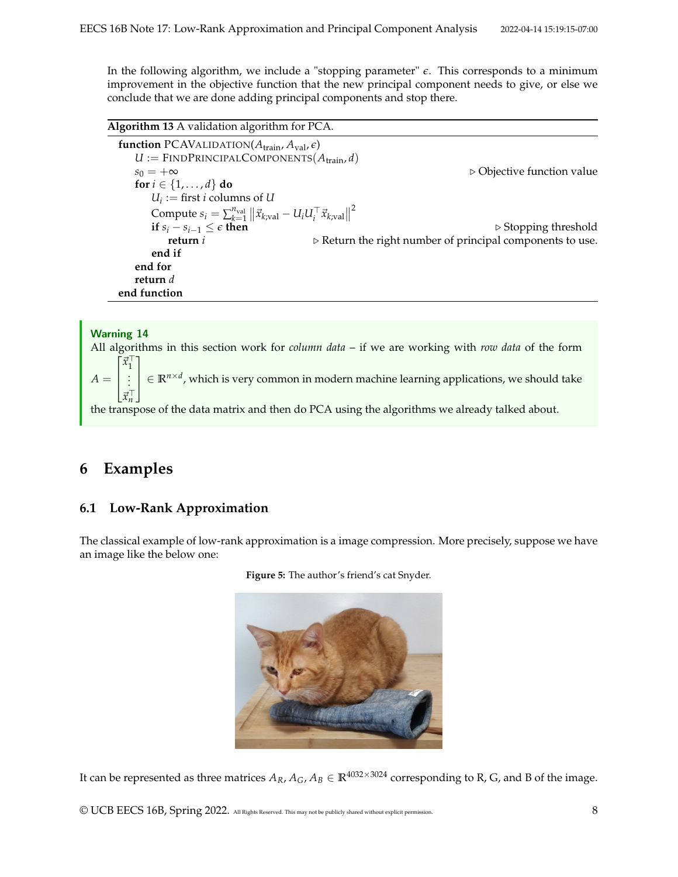In the following algorithm, we include a "stopping parameter" $\epsilon$. This corresponds to a minimum improvement in the objective function that the new principal component needs to give, or else we conclude that we are done adding principal components and stop there.

**Algorithm 13** A validation algorithm for PCA.

```
function PCAValidation(A_train, A_val, ε)
    U := FindPrincipalComponents(A_train, d)
    s_0 = +∞                                              ▷ Objective function value
    for i ∈ {1, ..., d} do
        U_i := first i columns of U
        Compute s_i = Σ_{k=1}^{n_val} ||x_{k;val} − U_i U_i^T x_{k;val}||^2
        if s_i − s_{i−1} ≤ ε then                         ▷ Stopping threshold
            return i            ▷ Return the right number of principal components to use.
        end if
    end for
    return d
end function
```

where $s_i = \sum_{k=1}^{n_{\text{val}}} \left\| \vec{x}_{k;\text{val}} - U_i U_i^\top \vec{x}_{k;\text{val}} \right\|^2$.

**Warning 14**

All algorithms in this section work for *column data* – if we are working with *row data* of the form $A = \begin{bmatrix} \vec{x}_1^\top \\ \vdots \\ \vec{x}_n^\top \end{bmatrix} \in \mathbb{R}^{n \times d}$, which is very common in modern machine learning applications, we should take the transpose of the data matrix and then do PCA using the algorithms we already talked about.

# 6 Examples

## 6.1 Low-Rank Approximation

The classical example of low-rank approximation is a image compression. More precisely, suppose we have an image like the below one:

**Figure 5:** The author's friend's cat Snyder.

It can be represented as three matrices $A_R, A_G, A_B \in \mathbb{R}^{4032 \times 3024}$ corresponding to R, G, and B of the image.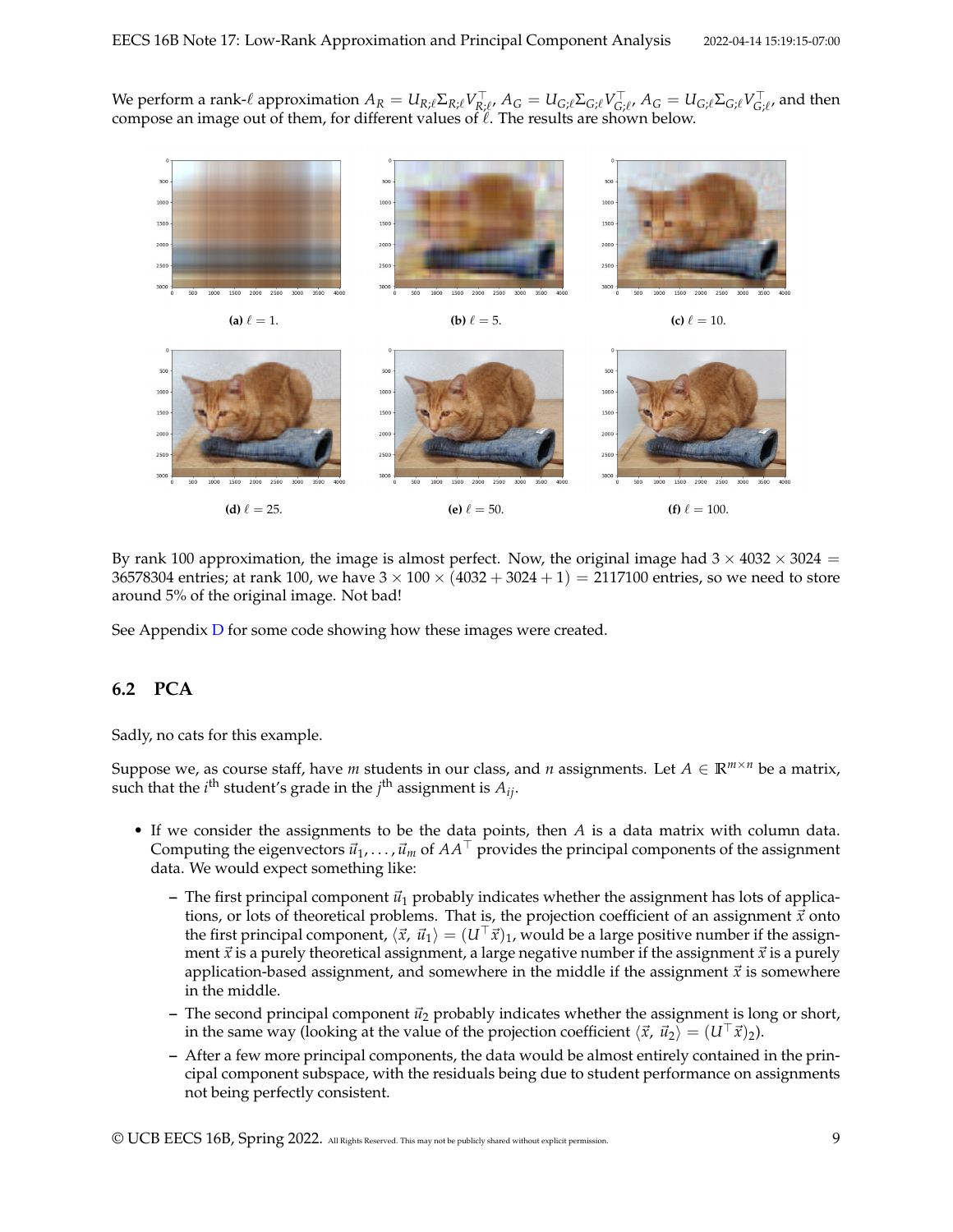We perform a rank-$\ell$ approximation $A_R = U_{R;\ell}\Sigma_{R;\ell}V_{R;\ell}^{\top}$, $A_G = U_{G;\ell}\Sigma_{G;\ell}V_{G;\ell}^{\top}$, $A_G = U_{G;\ell}\Sigma_{G;\ell}V_{G;\ell}^{\top}$, and then compose an image out of them, for different values of $\ell$. The results are shown below.

**(a)** $\ell = 1$.

**(b)** $\ell = 5$.

**(c)** $\ell = 10$.

**(d)** $\ell = 25$.

**(e)** $\ell = 50$.

**(f)** $\ell = 100$.

By rank 100 approximation, the image is almost perfect. Now, the original image had $3 \times 4032 \times 3024 = 36578304$ entries; at rank 100, we have $3 \times 100 \times (4032 + 3024 + 1) = 2117100$ entries, so we need to store around 5% of the original image. Not bad!

See Appendix D for some code showing how these images were created.

## 6.2 PCA

Sadly, no cats for this example.

Suppose we, as course staff, have $m$ students in our class, and $n$ assignments. Let $A \in \mathbb{R}^{m \times n}$ be a matrix, such that the $i^{\text{th}}$ student's grade in the $j^{\text{th}}$ assignment is $A_{ij}$.

- If we consider the assignments to be the data points, then $A$ is a data matrix with column data. Computing the eigenvectors $\vec{u}_1, \ldots, \vec{u}_m$ of $AA^{\top}$ provides the principal components of the assignment data. We would expect something like:
  - The first principal component $\vec{u}_1$ probably indicates whether the assignment has lots of applications, or lots of theoretical problems. That is, the projection coefficient of an assignment $\vec{x}$ onto the first principal component, $\langle \vec{x}, \vec{u}_1 \rangle = (U^{\top}\vec{x})_1$, would be a large positive number if the assignment $\vec{x}$ is a purely theoretical assignment, a large negative number if the assignment $\vec{x}$ is a purely application-based assignment, and somewhere in the middle if the assignment $\vec{x}$ is somewhere in the middle.
  - The second principal component $\vec{u}_2$ probably indicates whether the assignment is long or short, in the same way (looking at the value of the projection coefficient $\langle \vec{x}, \vec{u}_2 \rangle = (U^{\top}\vec{x})_2$).
  - After a few more principal components, the data would be almost entirely contained in the principal component subspace, with the residuals being due to student performance on assignments not being perfectly consistent.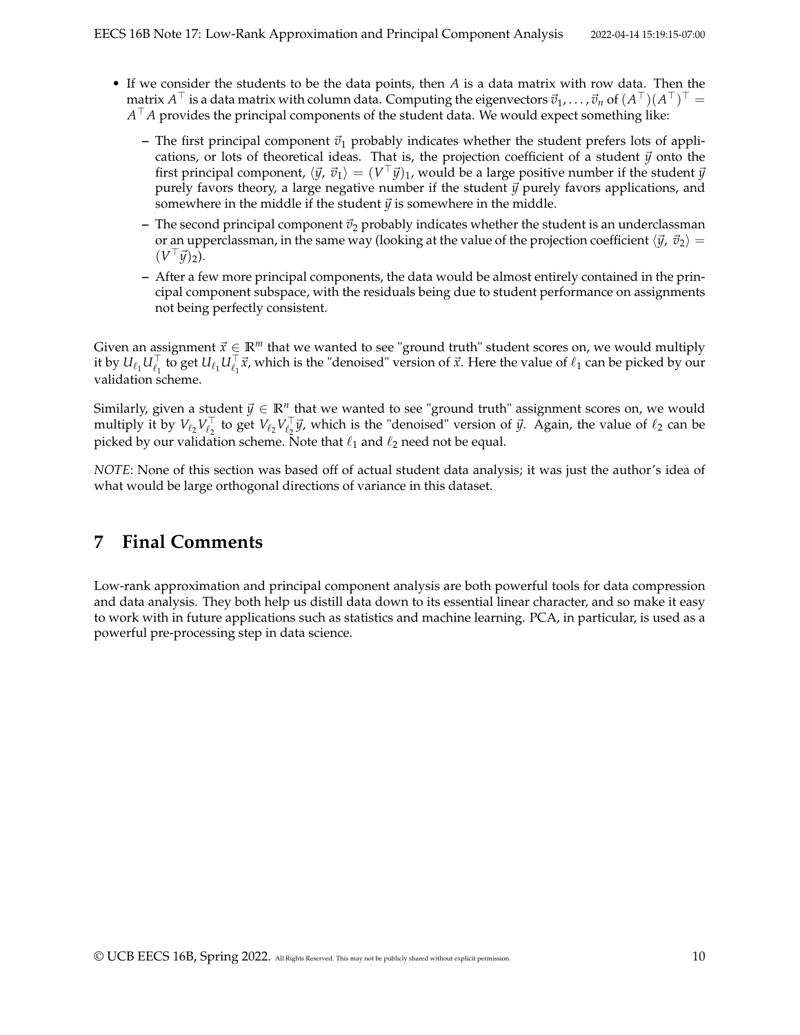- If we consider the students to be the data points, then $A$ is a data matrix with row data. Then the matrix $A^\top$ is a data matrix with column data. Computing the eigenvectors $\vec{v}_1, \ldots, \vec{v}_n$ of $(A^\top)(A^\top)^\top = A^\top A$ provides the principal components of the student data. We would expect something like:
  - The first principal component $\vec{v}_1$ probably indicates whether the student prefers lots of applications, or lots of theoretical ideas. That is, the projection coefficient of a student $\vec{y}$ onto the first principal component, $\langle \vec{y}, \vec{v}_1 \rangle = (V^\top \vec{y})_1$, would be a large positive number if the student $\vec{y}$ purely favors theory, a large negative number if the student $\vec{y}$ purely favors applications, and somewhere in the middle if the student $\vec{y}$ is somewhere in the middle.
  - The second principal component $\vec{v}_2$ probably indicates whether the student is an underclassman or an upperclassman, in the same way (looking at the value of the projection coefficient $\langle \vec{y}, \vec{v}_2 \rangle = (V^\top \vec{y})_2$).
  - After a few more principal components, the data would be almost entirely contained in the principal component subspace, with the residuals being due to student performance on assignments not being perfectly consistent.

Given an assignment $\vec{x} \in \mathbb{R}^m$ that we wanted to see "ground truth" student scores on, we would multiply it by $U_{\ell_1} U_{\ell_1}^\top$ to get $U_{\ell_1} U_{\ell_1}^\top \vec{x}$, which is the "denoised" version of $\vec{x}$. Here the value of $\ell_1$ can be picked by our validation scheme.

Similarly, given a student $\vec{y} \in \mathbb{R}^n$ that we wanted to see "ground truth" assignment scores on, we would multiply it by $V_{\ell_2} V_{\ell_2}^\top$ to get $V_{\ell_2} V_{\ell_2}^\top \vec{y}$, which is the "denoised" version of $\vec{y}$. Again, the value of $\ell_2$ can be picked by our validation scheme. Note that $\ell_1$ and $\ell_2$ need not be equal.

*NOTE*: None of this section was based off of actual student data analysis; it was just the author's idea of what would be large orthogonal directions of variance in this dataset.

# 7 Final Comments

Low-rank approximation and principal component analysis are both powerful tools for data compression and data analysis. They both help us distill data down to its essential linear character, and so make it easy to work with in future applications such as statistics and machine learning. PCA, in particular, is used as a powerful pre-processing step in data science.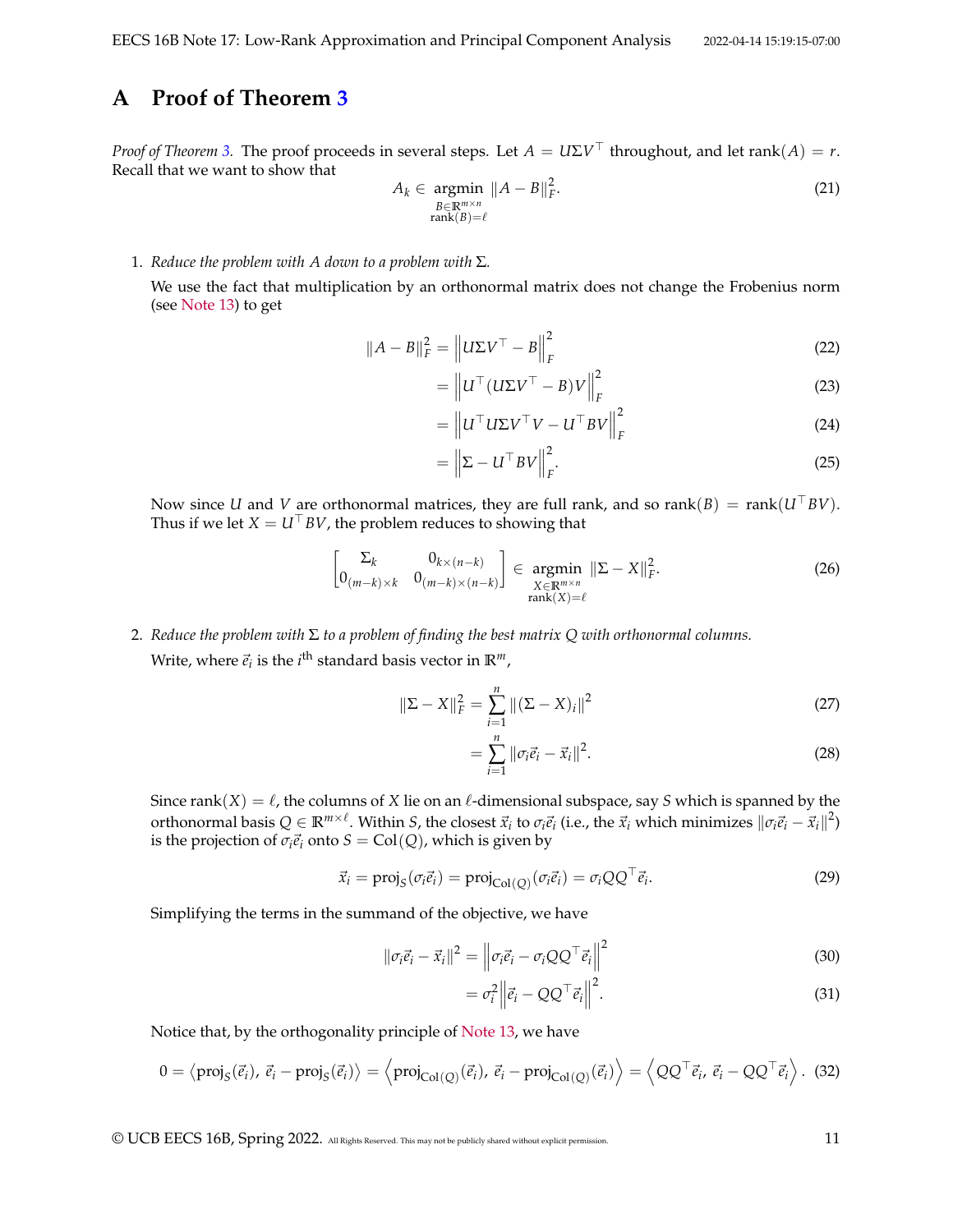# A Proof of Theorem 3

*Proof of Theorem 3.* The proof proceeds in several steps. Let $A = U\Sigma V^\top$ throughout, and let $\text{rank}(A) = r$. Recall that we want to show that

$$A_k \in \underset{\substack{B \in \mathbb{R}^{m\times n} \\ \text{rank}(B)=\ell}}{\text{argmin}} \|A - B\|_F^2. \tag{21}$$

1. *Reduce the problem with $A$ down to a problem with $\Sigma$.*

   We use the fact that multiplication by an orthonormal matrix does not change the Frobenius norm (see Note 13) to get

$$\begin{aligned}
\|A - B\|_F^2 &= \left\|U\Sigma V^\top - B\right\|_F^2 &(22)\\
&= \left\|U^\top (U\Sigma V^\top - B)V\right\|_F^2 &(23)\\
&= \left\|U^\top U\Sigma V^\top V - U^\top BV\right\|_F^2 &(24)\\
&= \left\|\Sigma - U^\top BV\right\|_F^2. &(25)
\end{aligned}$$

   Now since $U$ and $V$ are orthonormal matrices, they are full rank, and so $\text{rank}(B) = \text{rank}(U^\top BV)$. Thus if we let $X = U^\top BV$, the problem reduces to showing that

$$\begin{bmatrix} \Sigma_k & 0_{k\times(n-k)} \\ 0_{(m-k)\times k} & 0_{(m-k)\times(n-k)} \end{bmatrix} \in \underset{\substack{X \in \mathbb{R}^{m\times n} \\ \text{rank}(X)=\ell}}{\text{argmin}} \|\Sigma - X\|_F^2. \tag{26}$$

2. *Reduce the problem with $\Sigma$ to a problem of finding the best matrix $Q$ with orthonormal columns.*

   Write, where $\vec{e}_i$ is the $i^{\text{th}}$ standard basis vector in $\mathbb{R}^m$,

$$\begin{aligned}
\|\Sigma - X\|_F^2 &= \sum_{i=1}^n \|(\Sigma - X)_i\|^2 &(27)\\
&= \sum_{i=1}^n \|\sigma_i \vec{e}_i - \vec{x}_i\|^2. &(28)
\end{aligned}$$

   Since $\text{rank}(X) = \ell$, the columns of $X$ lie on an $\ell$-dimensional subspace, say $S$ which is spanned by the orthonormal basis $Q \in \mathbb{R}^{m\times \ell}$. Within $S$, the closest $\vec{x}_i$ to $\sigma_i\vec{e}_i$ (i.e., the $\vec{x}_i$ which minimizes $\|\sigma_i\vec{e}_i - \vec{x}_i\|^2$) is the projection of $\sigma_i\vec{e}_i$ onto $S = \text{Col}(Q)$, which is given by

$$\vec{x}_i = \text{proj}_S(\sigma_i\vec{e}_i) = \text{proj}_{\text{Col}(Q)}(\sigma_i\vec{e}_i) = \sigma_i QQ^\top \vec{e}_i. \tag{29}$$

   Simplifying the terms in the summand of the objective, we have

$$\begin{aligned}
\|\sigma_i\vec{e}_i - \vec{x}_i\|^2 &= \left\|\sigma_i\vec{e}_i - \sigma_i QQ^\top\vec{e}_i\right\|^2 &(30)\\
&= \sigma_i^2\left\|\vec{e}_i - QQ^\top\vec{e}_i\right\|^2. &(31)
\end{aligned}$$

   Notice that, by the orthogonality principle of Note 13, we have

$$0 = \langle \text{proj}_S(\vec{e}_i),\, \vec{e}_i - \text{proj}_S(\vec{e}_i)\rangle = \left\langle \text{proj}_{\text{Col}(Q)}(\vec{e}_i),\, \vec{e}_i - \text{proj}_{\text{Col}(Q)}(\vec{e}_i)\right\rangle = \left\langle QQ^\top\vec{e}_i,\, \vec{e}_i - QQ^\top\vec{e}_i\right\rangle. \tag{32}$$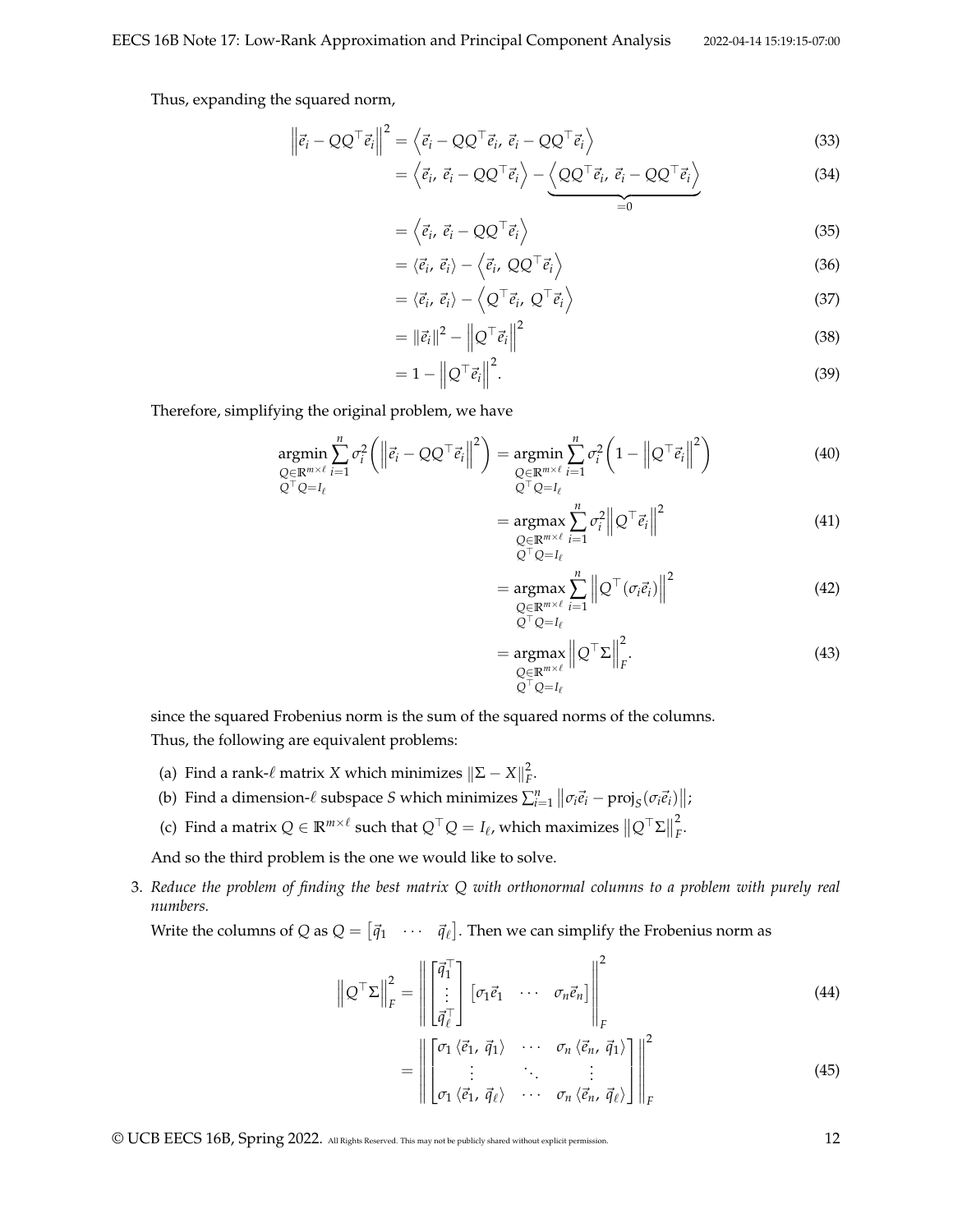Thus, expanding the squared norm,

$$
\begin{aligned}
\left\|\vec{e}_i - QQ^\top \vec{e}_i\right\|^2 &= \left\langle \vec{e}_i - QQ^\top \vec{e}_i,\ \vec{e}_i - QQ^\top \vec{e}_i \right\rangle && (33)\\
&= \left\langle \vec{e}_i,\ \vec{e}_i - QQ^\top \vec{e}_i \right\rangle - \underbrace{\left\langle QQ^\top \vec{e}_i,\ \vec{e}_i - QQ^\top \vec{e}_i \right\rangle}_{=0} && (34)\\
&= \left\langle \vec{e}_i,\ \vec{e}_i - QQ^\top \vec{e}_i \right\rangle && (35)\\
&= \langle \vec{e}_i,\ \vec{e}_i \rangle - \left\langle \vec{e}_i,\ QQ^\top \vec{e}_i \right\rangle && (36)\\
&= \langle \vec{e}_i,\ \vec{e}_i \rangle - \left\langle Q^\top \vec{e}_i,\ Q^\top \vec{e}_i \right\rangle && (37)\\
&= \|\vec{e}_i\|^2 - \left\|Q^\top \vec{e}_i\right\|^2 && (38)\\
&= 1 - \left\|Q^\top \vec{e}_i\right\|^2. && (39)
\end{aligned}
$$

Therefore, simplifying the original problem, we have

$$
\begin{aligned}
\underset{\substack{Q \in \mathbb{R}^{m \times \ell} \\ Q^\top Q = I_\ell}}{\operatorname{argmin}} \sum_{i=1}^{n} \sigma_i^2 \left( \left\|\vec{e}_i - QQ^\top \vec{e}_i\right\|^2 \right) &= \underset{\substack{Q \in \mathbb{R}^{m \times \ell} \\ Q^\top Q = I_\ell}}{\operatorname{argmin}} \sum_{i=1}^{n} \sigma_i^2 \left( 1 - \left\|Q^\top \vec{e}_i\right\|^2 \right) && (40)\\
&= \underset{\substack{Q \in \mathbb{R}^{m \times \ell} \\ Q^\top Q = I_\ell}}{\operatorname{argmax}} \sum_{i=1}^{n} \sigma_i^2 \left\|Q^\top \vec{e}_i\right\|^2 && (41)\\
&= \underset{\substack{Q \in \mathbb{R}^{m \times \ell} \\ Q^\top Q = I_\ell}}{\operatorname{argmax}} \sum_{i=1}^{n} \left\|Q^\top (\sigma_i \vec{e}_i)\right\|^2 && (42)\\
&= \underset{\substack{Q \in \mathbb{R}^{m \times \ell} \\ Q^\top Q = I_\ell}}{\operatorname{argmax}} \left\|Q^\top \Sigma\right\|_F^2. && (43)
\end{aligned}
$$

since the squared Frobenius norm is the sum of the squared norms of the columns.

Thus, the following are equivalent problems:

(a) Find a rank-$\ell$ matrix $X$ which minimizes $\|\Sigma - X\|_F^2$.

(b) Find a dimension-$\ell$ subspace $S$ which minimizes $\sum_{i=1}^{n} \left\|\sigma_i \vec{e}_i - \operatorname{proj}_S(\sigma_i \vec{e}_i)\right\|$;

(c) Find a matrix $Q \in \mathbb{R}^{m \times \ell}$ such that $Q^\top Q = I_\ell$, which maximizes $\left\|Q^\top \Sigma\right\|_F^2$.

And so the third problem is the one we would like to solve.

3. *Reduce the problem of finding the best matrix $Q$ with orthonormal columns to a problem with purely real numbers.*

Write the columns of $Q$ as $Q = \begin{bmatrix} \vec{q}_1 & \cdots & \vec{q}_\ell \end{bmatrix}$. Then we can simplify the Frobenius norm as

$$
\begin{aligned}
\left\|Q^\top \Sigma\right\|_F^2 &= \left\| \begin{bmatrix} \vec{q}_1^\top \\ \vdots \\ \vec{q}_\ell^\top \end{bmatrix} \begin{bmatrix} \sigma_1 \vec{e}_1 & \cdots & \sigma_n \vec{e}_n \end{bmatrix} \right\|_F^2 && (44)\\
&= \left\| \begin{bmatrix} \sigma_1 \langle \vec{e}_1,\ \vec{q}_1 \rangle & \cdots & \sigma_n \langle \vec{e}_n,\ \vec{q}_1 \rangle \\ \vdots & \ddots & \vdots \\ \sigma_1 \langle \vec{e}_1,\ \vec{q}_\ell \rangle & \cdots & \sigma_n \langle \vec{e}_n,\ \vec{q}_\ell \rangle \end{bmatrix} \right\|_F^2 && (45)
\end{aligned}
$$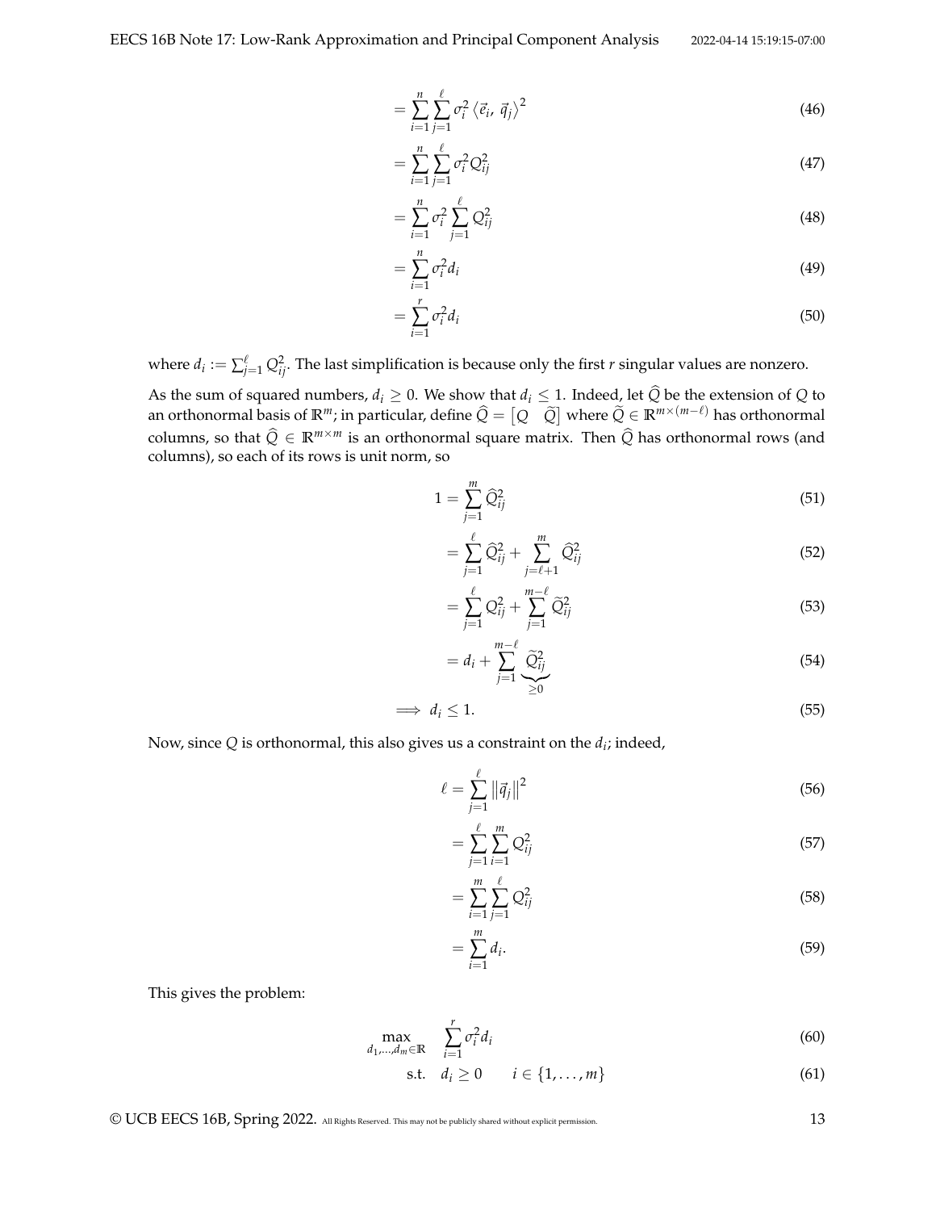$$= \sum_{i=1}^{n} \sum_{j=1}^{\ell} \sigma_i^2 \langle \vec{e}_i, \vec{q}_j \rangle^2 \tag{46}$$

$$= \sum_{i=1}^{n} \sum_{j=1}^{\ell} \sigma_i^2 Q_{ij}^2 \tag{47}$$

$$= \sum_{i=1}^{n} \sigma_i^2 \sum_{j=1}^{\ell} Q_{ij}^2 \tag{48}$$

$$= \sum_{i=1}^{n} \sigma_i^2 d_i \tag{49}$$

$$= \sum_{i=1}^{r} \sigma_i^2 d_i \tag{50}$$

where $d_i := \sum_{j=1}^{\ell} Q_{ij}^2$. The last simplification is because only the first $r$ singular values are nonzero.

As the sum of squared numbers, $d_i \geq 0$. We show that $d_i \leq 1$. Indeed, let $\widehat{Q}$ be the extension of $Q$ to an orthonormal basis of $\mathbb{R}^m$; in particular, define $\widehat{Q} = \begin{bmatrix} Q & \widetilde{Q} \end{bmatrix}$ where $\widetilde{Q} \in \mathbb{R}^{m \times (m-\ell)}$ has orthonormal columns, so that $\widehat{Q} \in \mathbb{R}^{m \times m}$ is an orthonormal square matrix. Then $\widehat{Q}$ has orthonormal rows (and columns), so each of its rows is unit norm, so

$$1 = \sum_{j=1}^{m} \widehat{Q}_{ij}^2 \tag{51}$$

$$= \sum_{j=1}^{\ell} \widehat{Q}_{ij}^2 + \sum_{j=\ell+1}^{m} \widehat{Q}_{ij}^2 \tag{52}$$

$$= \sum_{j=1}^{\ell} Q_{ij}^2 + \sum_{j=1}^{m-\ell} \widetilde{Q}_{ij}^2 \tag{53}$$

$$= d_i + \sum_{j=1}^{m-\ell} \underbrace{\widetilde{Q}_{ij}^2}_{\geq 0} \tag{54}$$

$$\implies d_i \leq 1. \tag{55}$$

Now, since $Q$ is orthonormal, this also gives us a constraint on the $d_i$; indeed,

$$\ell = \sum_{j=1}^{\ell} \left\| \vec{q}_j \right\|^2 \tag{56}$$

$$= \sum_{j=1}^{\ell} \sum_{i=1}^{m} Q_{ij}^2 \tag{57}$$

$$= \sum_{i=1}^{m} \sum_{j=1}^{\ell} Q_{ij}^2 \tag{58}$$

$$= \sum_{i=1}^{m} d_i. \tag{59}$$

This gives the problem:

$$\max_{d_1, \ldots, d_m \in \mathbb{R}} \quad \sum_{i=1}^{r} \sigma_i^2 d_i \tag{60}$$

$$\text{s.t.} \quad d_i \geq 0 \qquad i \in \{1, \ldots, m\} \tag{61}$$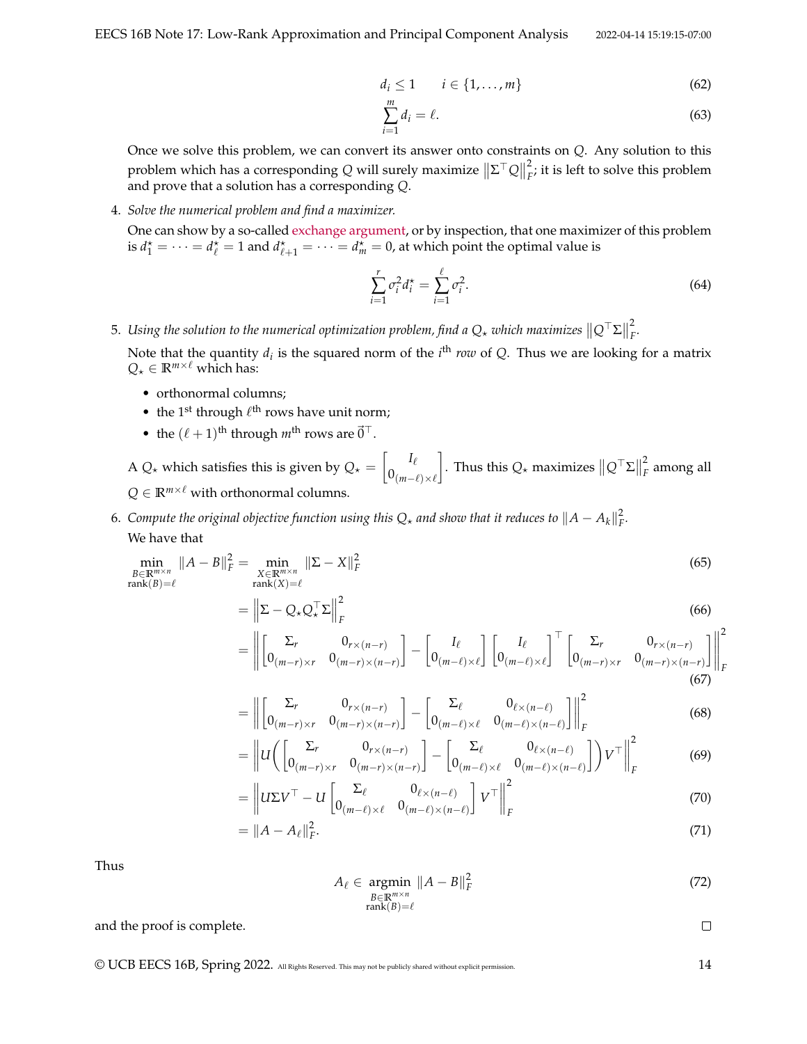$$d_i \leq 1 \qquad i \in \{1, \dots, m\} \tag{62}$$

$$\sum_{i=1}^{m} d_i = \ell. \tag{63}$$

Once we solve this problem, we can convert its answer onto constraints on $Q$. Any solution to this problem which has a corresponding $Q$ will surely maximize $\left\|\Sigma^\top Q\right\|_F^2$; it is left to solve this problem and prove that a solution has a corresponding $Q$.

4. *Solve the numerical problem and find a maximizer.*

   One can show by a so-called exchange argument, or by inspection, that one maximizer of this problem is $d_1^\star = \cdots = d_\ell^\star = 1$ and $d_{\ell+1}^\star = \cdots = d_m^\star = 0$, at which point the optimal value is

$$\sum_{i=1}^{r} \sigma_i^2 d_i^\star = \sum_{i=1}^{\ell} \sigma_i^2. \tag{64}$$

5. *Using the solution to the numerical optimization problem, find a $Q_\star$ which maximizes $\left\|Q^\top \Sigma\right\|_F^2$.*

   Note that the quantity $d_i$ is the squared norm of the $i^{\text{th}}$ *row* of $Q$. Thus we are looking for a matrix $Q_\star \in \mathbb{R}^{m \times \ell}$ which has:

   - orthonormal columns;
   - the $1^{\text{st}}$ through $\ell^{\text{th}}$ rows have unit norm;
   - the $(\ell+1)^{\text{th}}$ through $m^{\text{th}}$ rows are $\vec{0}^\top$.

   A $Q_\star$ which satisfies this is given by $Q_\star = \begin{bmatrix} I_\ell \\ 0_{(m-\ell)\times\ell} \end{bmatrix}$. Thus this $Q_\star$ maximizes $\left\|Q^\top \Sigma\right\|_F^2$ among all $Q \in \mathbb{R}^{m \times \ell}$ with orthonormal columns.

6. *Compute the original objective function using this $Q_\star$ and show that it reduces to $\|A - A_k\|_F^2$.*

   We have that

$$\min_{\substack{B \in \mathbb{R}^{m\times n} \\ \operatorname{rank}(B) = \ell}} \|A - B\|_F^2 = \min_{\substack{X \in \mathbb{R}^{m\times n} \\ \operatorname{rank}(X) = \ell}} \|\Sigma - X\|_F^2 \tag{65}$$

$$= \left\|\Sigma - Q_\star Q_\star^\top \Sigma\right\|_F^2 \tag{66}$$

$$= \left\| \begin{bmatrix} \Sigma_r & 0_{r\times(n-r)} \\ 0_{(m-r)\times r} & 0_{(m-r)\times(n-r)} \end{bmatrix} - \begin{bmatrix} I_\ell \\ 0_{(m-\ell)\times\ell} \end{bmatrix} \begin{bmatrix} I_\ell \\ 0_{(m-\ell)\times\ell} \end{bmatrix}^\top \begin{bmatrix} \Sigma_r & 0_{r\times(n-r)} \\ 0_{(m-r)\times r} & 0_{(m-r)\times(n-r)} \end{bmatrix} \right\|_F^2 \tag{67}$$

$$= \left\| \begin{bmatrix} \Sigma_r & 0_{r\times(n-r)} \\ 0_{(m-r)\times r} & 0_{(m-r)\times(n-r)} \end{bmatrix} - \begin{bmatrix} \Sigma_\ell & 0_{\ell\times(n-\ell)} \\ 0_{(m-\ell)\times\ell} & 0_{(m-\ell)\times(n-\ell)} \end{bmatrix} \right\|_F^2 \tag{68}$$

$$= \left\| U\left( \begin{bmatrix} \Sigma_r & 0_{r\times(n-r)} \\ 0_{(m-r)\times r} & 0_{(m-r)\times(n-r)} \end{bmatrix} - \begin{bmatrix} \Sigma_\ell & 0_{\ell\times(n-\ell)} \\ 0_{(m-\ell)\times\ell} & 0_{(m-\ell)\times(n-\ell)} \end{bmatrix} \right) V^\top \right\|_F^2 \tag{69}$$

$$= \left\| U\Sigma V^\top - U \begin{bmatrix} \Sigma_\ell & 0_{\ell\times(n-\ell)} \\ 0_{(m-\ell)\times\ell} & 0_{(m-\ell)\times(n-\ell)} \end{bmatrix} V^\top \right\|_F^2 \tag{70}$$

$$= \|A - A_\ell\|_F^2. \tag{71}$$

Thus

$$A_\ell \in \operatorname*{argmin}_{\substack{B \in \mathbb{R}^{m\times n} \\ \operatorname{rank}(B) = \ell}} \|A - B\|_F^2 \tag{72}$$

and the proof is complete. □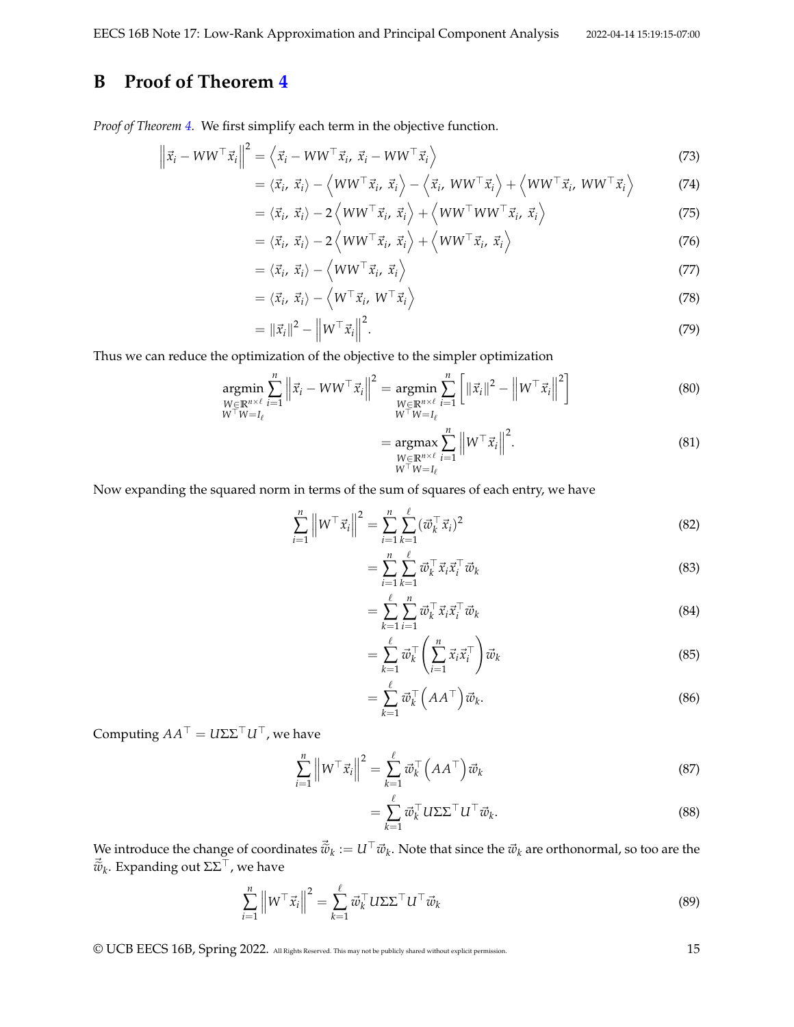## B Proof of Theorem 4

*Proof of Theorem 4.* We first simplify each term in the objective function.

$$\left\|\vec{x}_i - WW^\top \vec{x}_i\right\|^2 = \left\langle \vec{x}_i - WW^\top \vec{x}_i,\ \vec{x}_i - WW^\top \vec{x}_i \right\rangle \tag{73}$$

$$= \langle \vec{x}_i,\ \vec{x}_i \rangle - \left\langle WW^\top \vec{x}_i,\ \vec{x}_i \right\rangle - \left\langle \vec{x}_i,\ WW^\top \vec{x}_i \right\rangle + \left\langle WW^\top \vec{x}_i,\ WW^\top \vec{x}_i \right\rangle \tag{74}$$

$$= \langle \vec{x}_i,\ \vec{x}_i \rangle - 2\left\langle WW^\top \vec{x}_i,\ \vec{x}_i \right\rangle + \left\langle WW^\top WW^\top \vec{x}_i,\ \vec{x}_i \right\rangle \tag{75}$$

$$= \langle \vec{x}_i,\ \vec{x}_i \rangle - 2\left\langle WW^\top \vec{x}_i,\ \vec{x}_i \right\rangle + \left\langle WW^\top \vec{x}_i,\ \vec{x}_i \right\rangle \tag{76}$$

$$= \langle \vec{x}_i,\ \vec{x}_i \rangle - \left\langle WW^\top \vec{x}_i,\ \vec{x}_i \right\rangle \tag{77}$$

$$= \langle \vec{x}_i,\ \vec{x}_i \rangle - \left\langle W^\top \vec{x}_i,\ W^\top \vec{x}_i \right\rangle \tag{78}$$

$$= \|\vec{x}_i\|^2 - \left\|W^\top \vec{x}_i\right\|^2. \tag{79}$$

Thus we can reduce the optimization of the objective to the simpler optimization

$$\underset{\substack{W \in \mathbb{R}^{n \times \ell} \\ W^\top W = I_\ell}}{\operatorname{argmin}} \sum_{i=1}^{n} \left\|\vec{x}_i - WW^\top \vec{x}_i\right\|^2 = \underset{\substack{W \in \mathbb{R}^{n \times \ell} \\ W^\top W = I_\ell}}{\operatorname{argmin}} \sum_{i=1}^{n} \left[ \|\vec{x}_i\|^2 - \left\|W^\top \vec{x}_i\right\|^2 \right] \tag{80}$$

$$= \underset{\substack{W \in \mathbb{R}^{n \times \ell} \\ W^\top W = I_\ell}}{\operatorname{argmax}} \sum_{i=1}^{n} \left\|W^\top \vec{x}_i\right\|^2. \tag{81}$$

Now expanding the squared norm in terms of the sum of squares of each entry, we have

$$\sum_{i=1}^{n} \left\|W^\top \vec{x}_i\right\|^2 = \sum_{i=1}^{n} \sum_{k=1}^{\ell} (\vec{w}_k^\top \vec{x}_i)^2 \tag{82}$$

$$= \sum_{i=1}^{n} \sum_{k=1}^{\ell} \vec{w}_k^\top \vec{x}_i \vec{x}_i^\top \vec{w}_k \tag{83}$$

$$= \sum_{k=1}^{\ell} \sum_{i=1}^{n} \vec{w}_k^\top \vec{x}_i \vec{x}_i^\top \vec{w}_k \tag{84}$$

$$= \sum_{k=1}^{\ell} \vec{w}_k^\top \left( \sum_{i=1}^{n} \vec{x}_i \vec{x}_i^\top \right) \vec{w}_k \tag{85}$$

$$= \sum_{k=1}^{\ell} \vec{w}_k^\top \left( AA^\top \right) \vec{w}_k. \tag{86}$$

Computing $AA^\top = U\Sigma\Sigma^\top U^\top$, we have

$$\sum_{i=1}^{n} \left\|W^\top \vec{x}_i\right\|^2 = \sum_{k=1}^{\ell} \vec{w}_k^\top \left( AA^\top \right) \vec{w}_k \tag{87}$$

$$= \sum_{k=1}^{\ell} \vec{w}_k^\top U\Sigma\Sigma^\top U^\top \vec{w}_k. \tag{88}$$

We introduce the change of coordinates $\vec{\widetilde{w}}_k := U^\top \vec{w}_k$. Note that since the $\vec{w}_k$ are orthonormal, so too are the $\vec{\widetilde{w}}_k$. Expanding out $\Sigma\Sigma^\top$, we have

$$\sum_{i=1}^{n} \left\|W^\top \vec{x}_i\right\|^2 = \sum_{k=1}^{\ell} \vec{w}_k^\top U\Sigma\Sigma^\top U^\top \vec{w}_k \tag{89}$$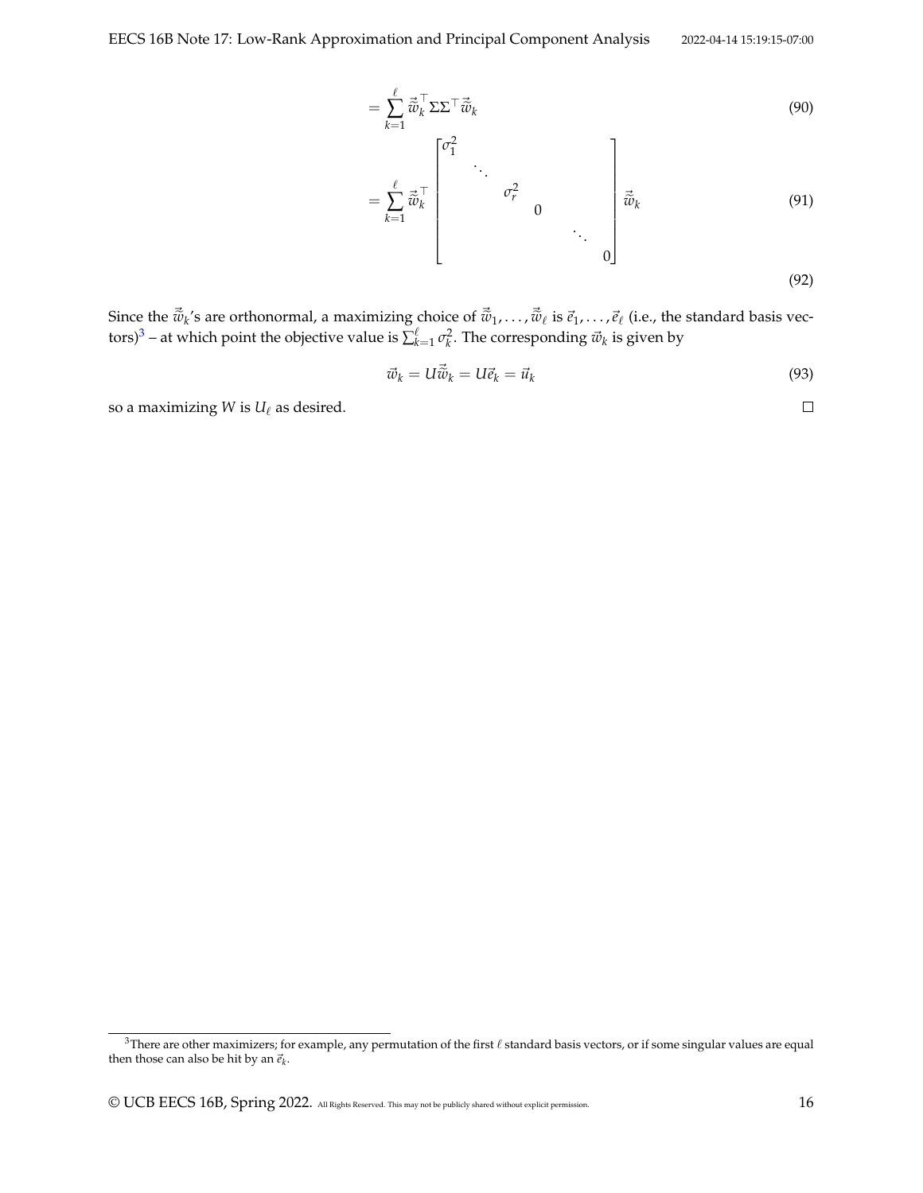$$= \sum_{k=1}^{\ell} \vec{\tilde{w}}_k^\top \Sigma \Sigma^\top \vec{\tilde{w}}_k \tag{90}$$

$$= \sum_{k=1}^{\ell} \vec{\tilde{w}}_k^\top \begin{bmatrix} \sigma_1^2 & & & & & \\ & \ddots & & & & \\ & & \sigma_r^2 & & & \\ & & & 0 & & \\ & & & & \ddots & \\ & & & & & 0 \end{bmatrix} \vec{\tilde{w}}_k \tag{91}$$

$$\tag{92}$$

Since the $\vec{\tilde{w}}_k$'s are orthonormal, a maximizing choice of $\vec{\tilde{w}}_1, \ldots, \vec{\tilde{w}}_\ell$ is $\vec{e}_1, \ldots, \vec{e}_\ell$ (i.e., the standard basis vectors)[3] – at which point the objective value is $\sum_{k=1}^{\ell} \sigma_k^2$. The corresponding $\vec{w}_k$ is given by

$$\vec{w}_k = U\vec{\tilde{w}}_k = U\vec{e}_k = \vec{u}_k \tag{93}$$

so a maximizing $W$ is $U_\ell$ as desired. □

[3] There are other maximizers; for example, any permutation of the first $\ell$ standard basis vectors, or if some singular values are equal then those can also be hit by an $\vec{e}_k$.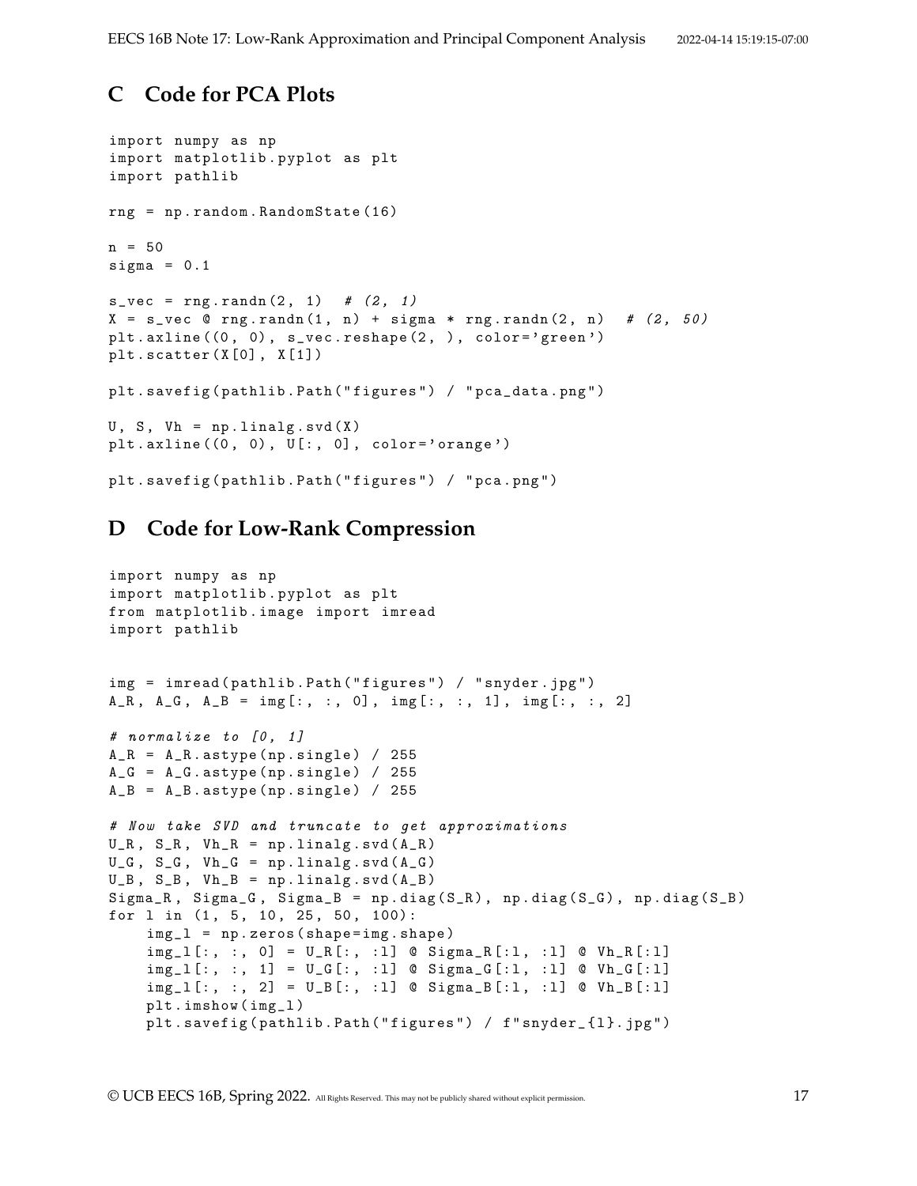## C Code for PCA Plots

```
import numpy as np
import matplotlib.pyplot as plt
import pathlib

rng = np.random.RandomState(16)

n = 50
sigma = 0.1

s_vec = rng.randn(2, 1)  # (2, 1)
X = s_vec @ rng.randn(1, n) + sigma * rng.randn(2, n)  # (2, 50)
plt.axline((0, 0), s_vec.reshape(2, ), color='green')
plt.scatter(X[0], X[1])

plt.savefig(pathlib.Path("figures") / "pca_data.png")

U, S, Vh = np.linalg.svd(X)
plt.axline((0, 0), U[:, 0], color='orange')

plt.savefig(pathlib.Path("figures") / "pca.png")
```

## D Code for Low-Rank Compression

```
import numpy as np
import matplotlib.pyplot as plt
from matplotlib.image import imread
import pathlib


img = imread(pathlib.Path("figures") / "snyder.jpg")
A_R, A_G, A_B = img[:, :, 0], img[:, :, 1], img[:, :, 2]

# normalize to [0, 1]
A_R = A_R.astype(np.single) / 255
A_G = A_G.astype(np.single) / 255
A_B = A_B.astype(np.single) / 255

# Now take SVD and truncate to get approximations
U_R, S_R, Vh_R = np.linalg.svd(A_R)
U_G, S_G, Vh_G = np.linalg.svd(A_G)
U_B, S_B, Vh_B = np.linalg.svd(A_B)
Sigma_R, Sigma_G, Sigma_B = np.diag(S_R), np.diag(S_G), np.diag(S_B)
for l in (1, 5, 10, 25, 50, 100):
    img_l = np.zeros(shape=img.shape)
    img_l[:, :, 0] = U_R[:, :l] @ Sigma_R[:l, :l] @ Vh_R[:l]
    img_l[:, :, 1] = U_G[:, :l] @ Sigma_G[:l, :l] @ Vh_G[:l]
    img_l[:, :, 2] = U_B[:, :l] @ Sigma_B[:l, :l] @ Vh_B[:l]
    plt.imshow(img_l)
    plt.savefig(pathlib.Path("figures") / f"snyder_{l}.jpg")
```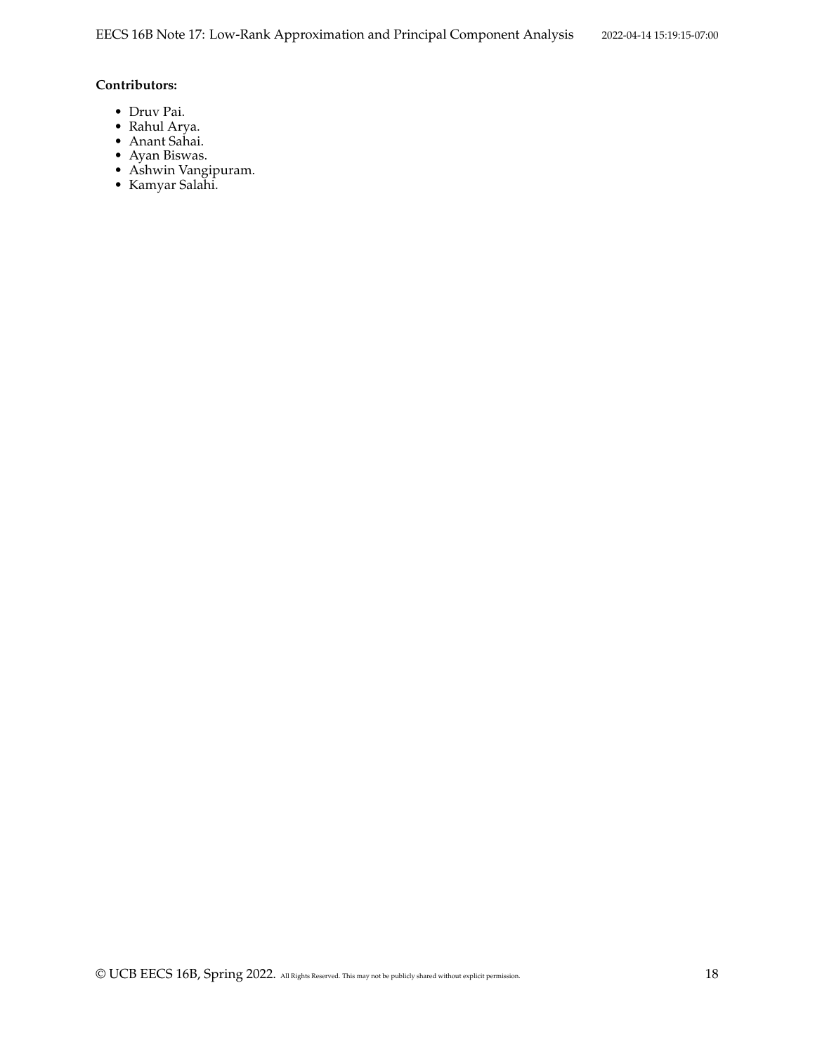**Contributors:**

- Druv Pai.
- Rahul Arya.
- Anant Sahai.
- Ayan Biswas.
- Ashwin Vangipuram.
- Kamyar Salahi.